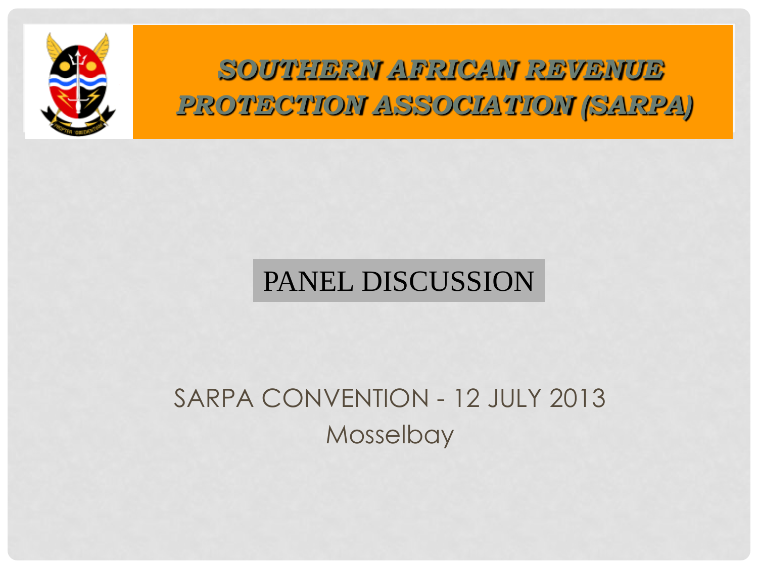# SOUTHERN AFRICAN REVENUE PROTECTION ASSOCIATION (SARPA)

## PANEL DISCUSSION

SARPA CONVENTION - 12 JULY 2013

Mosselbay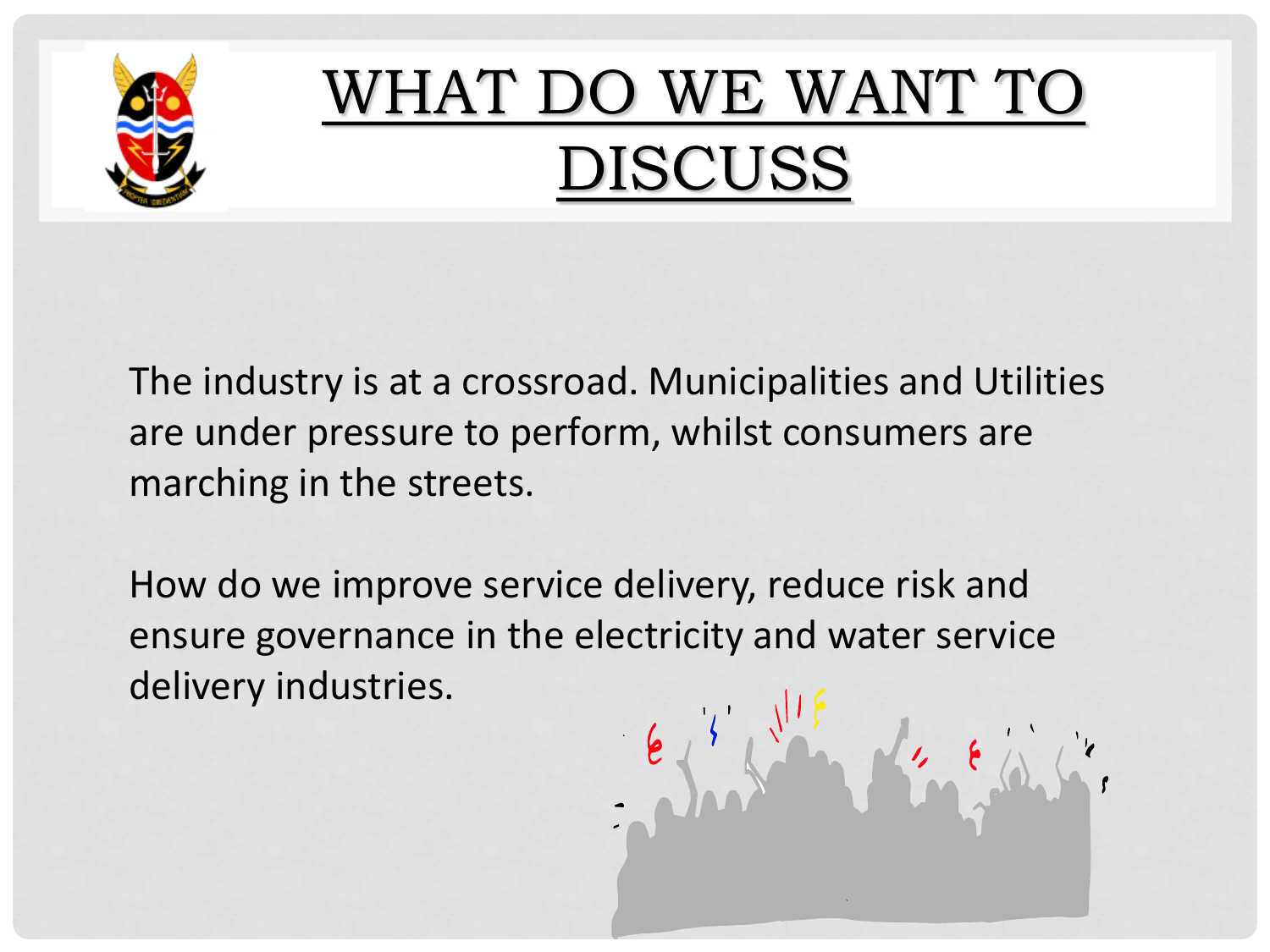# WHAT DO WE WANT TO DISCUSS

The industry is at a crossroad. Municipalities and Utilities are under pressure to perform, whilst consumers are marching in the streets.

How do we improve service delivery, reduce risk and ensure governance in the electricity and water service delivery industries.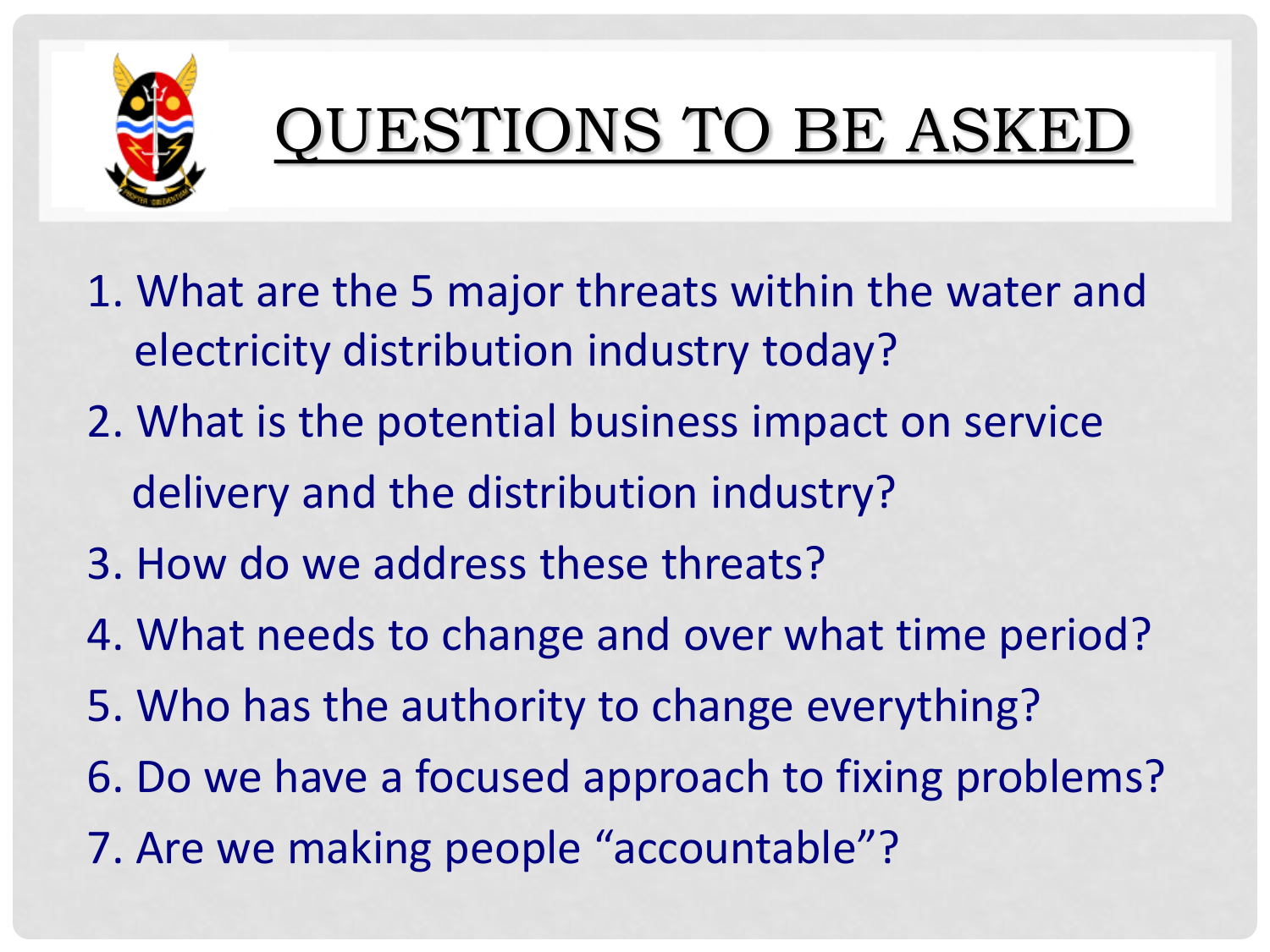# QUESTIONS TO BE ASKED

1. What are the 5 major threats within the water and electricity distribution industry today?
2. What is the potential business impact on service delivery and the distribution industry?
3. How do we address these threats?
4. What needs to change and over what time period?
5. Who has the authority to change everything?
6. Do we have a focused approach to fixing problems?
7. Are we making people "accountable"?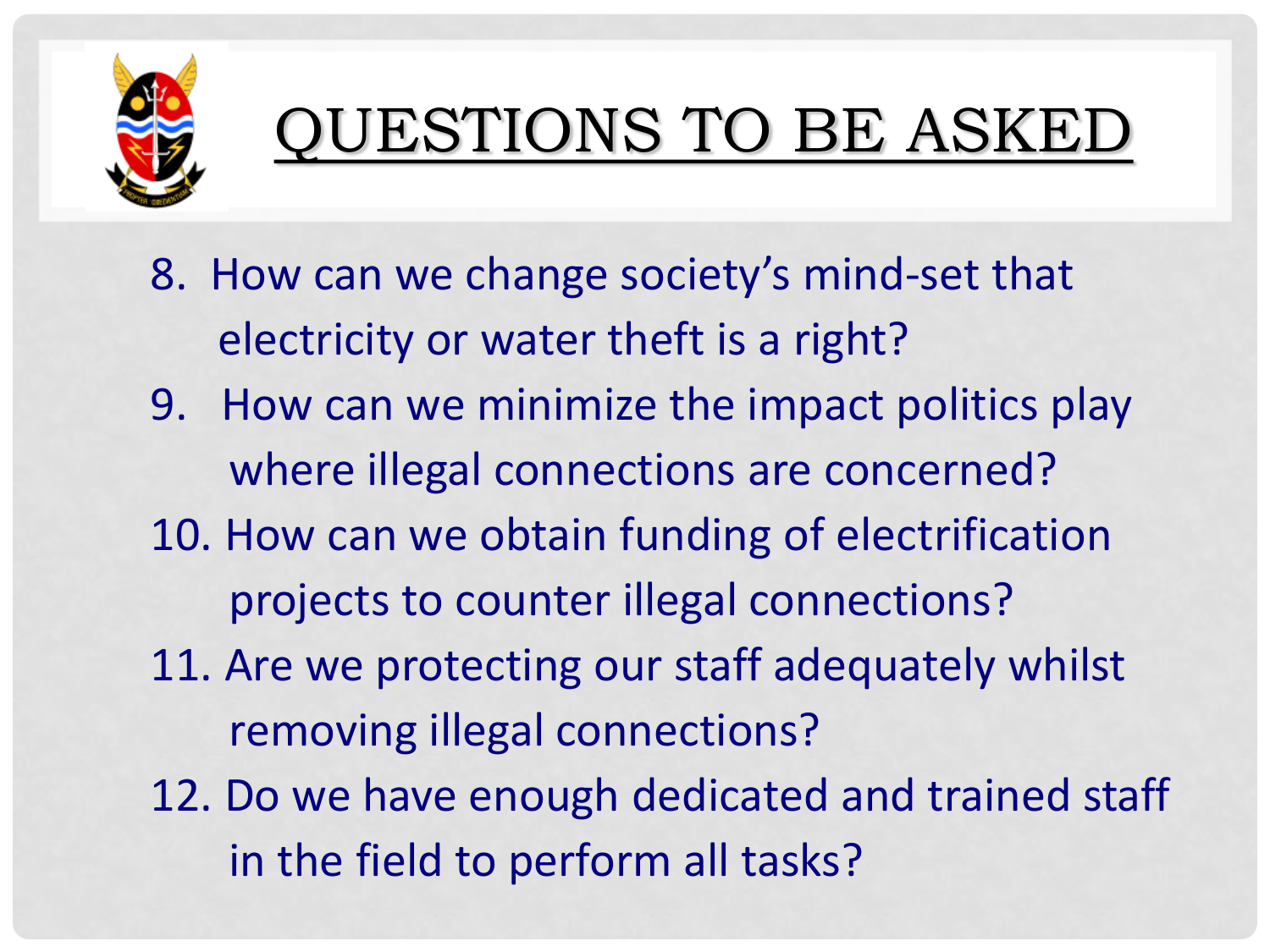# QUESTIONS TO BE ASKED

8. How can we change society's mind-set that electricity or water theft is a right?
9. How can we minimize the impact politics play where illegal connections are concerned?
10. How can we obtain funding of electrification projects to counter illegal connections?
11. Are we protecting our staff adequately whilst removing illegal connections?
12. Do we have enough dedicated and trained staff in the field to perform all tasks?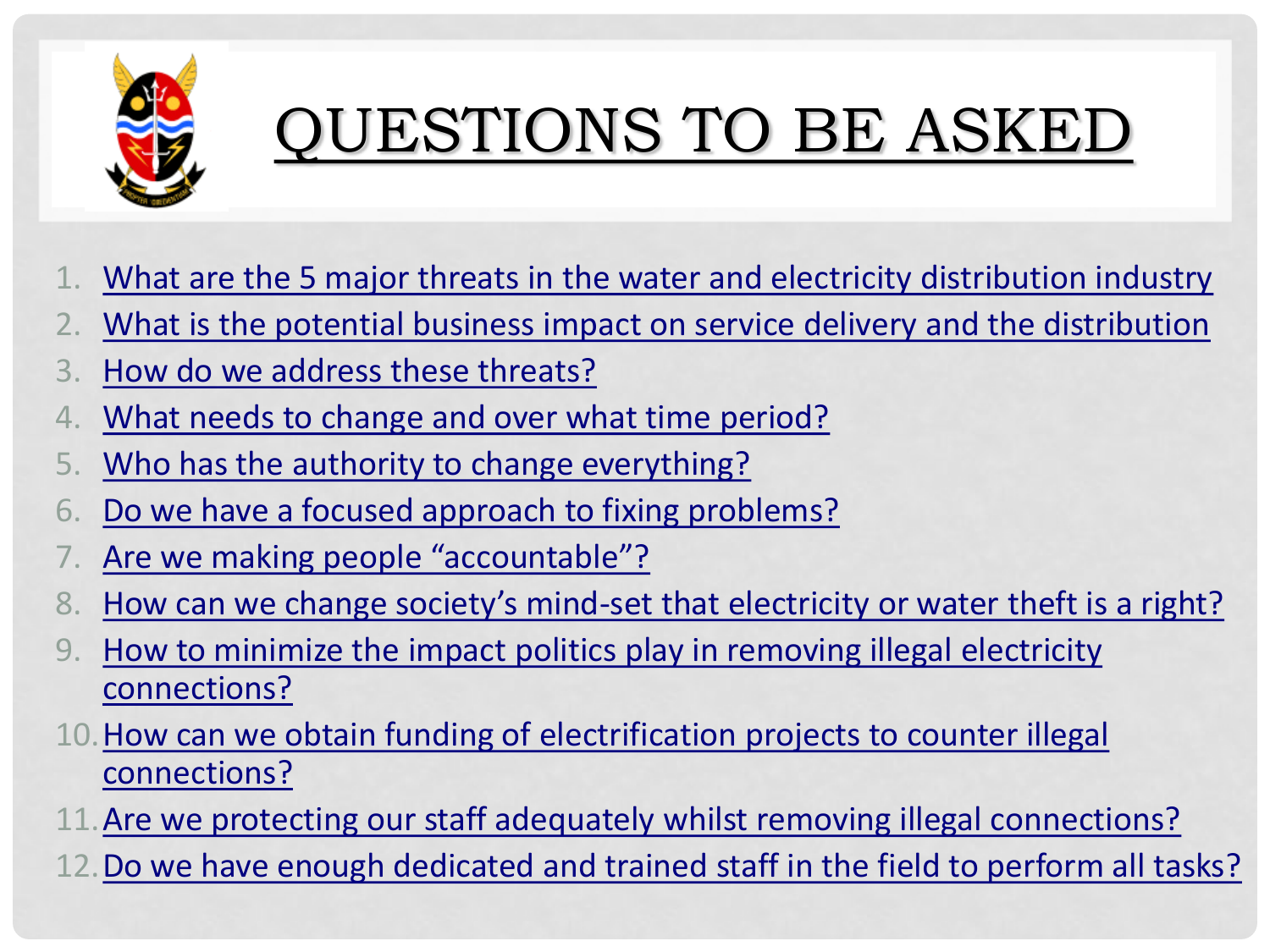# QUESTIONS TO BE ASKED

1. What are the 5 major threats in the water and electricity distribution industry
2. What is the potential business impact on service delivery and the distribution
3. How do we address these threats?
4. What needs to change and over what time period?
5. Who has the authority to change everything?
6. Do we have a focused approach to fixing problems?
7. Are we making people "accountable"?
8. How can we change society's mind-set that electricity or water theft is a right?
9. How to minimize the impact politics play in removing illegal electricity connections?
10. How can we obtain funding of electrification projects to counter illegal connections?
11. Are we protecting our staff adequately whilst removing illegal connections?
12. Do we have enough dedicated and trained staff in the field to perform all tasks?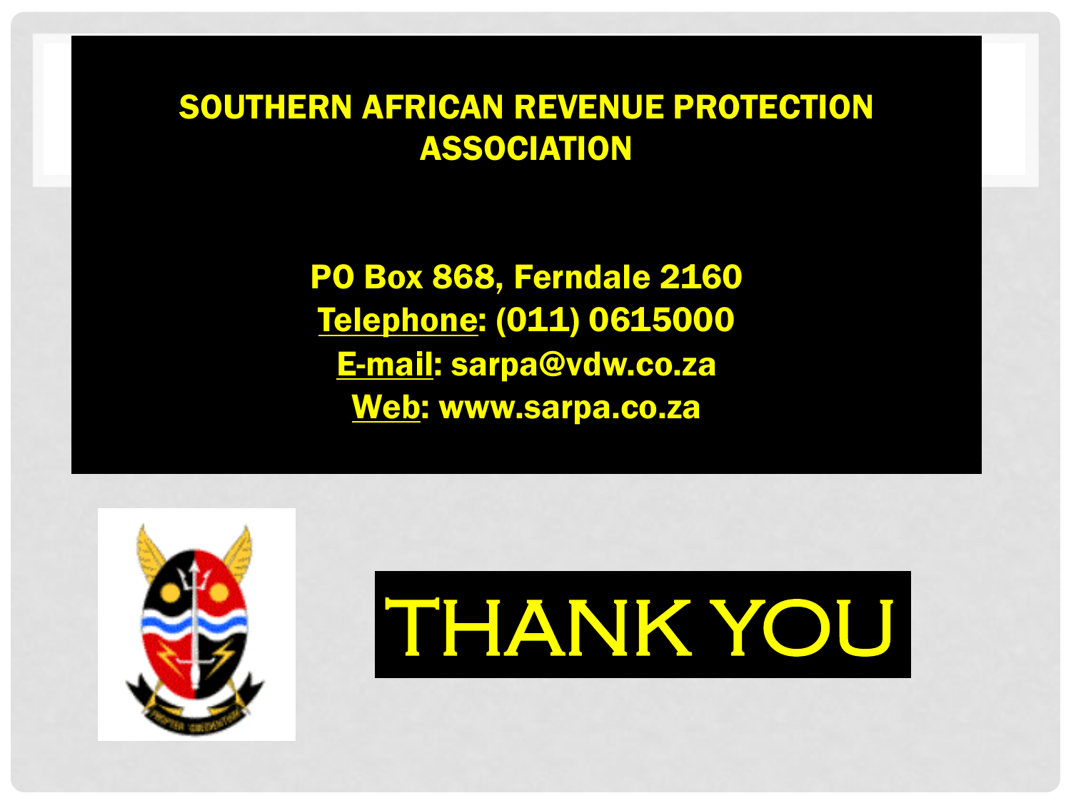# SOUTHERN AFRICAN REVENUE PROTECTION ASSOCIATION

**PO Box 868, Ferndale 2160**

**Telephone: (011) 0615000**

**E-mail: sarpa@vdw.co.za**

**Web: www.sarpa.co.za**

# THANK YOU